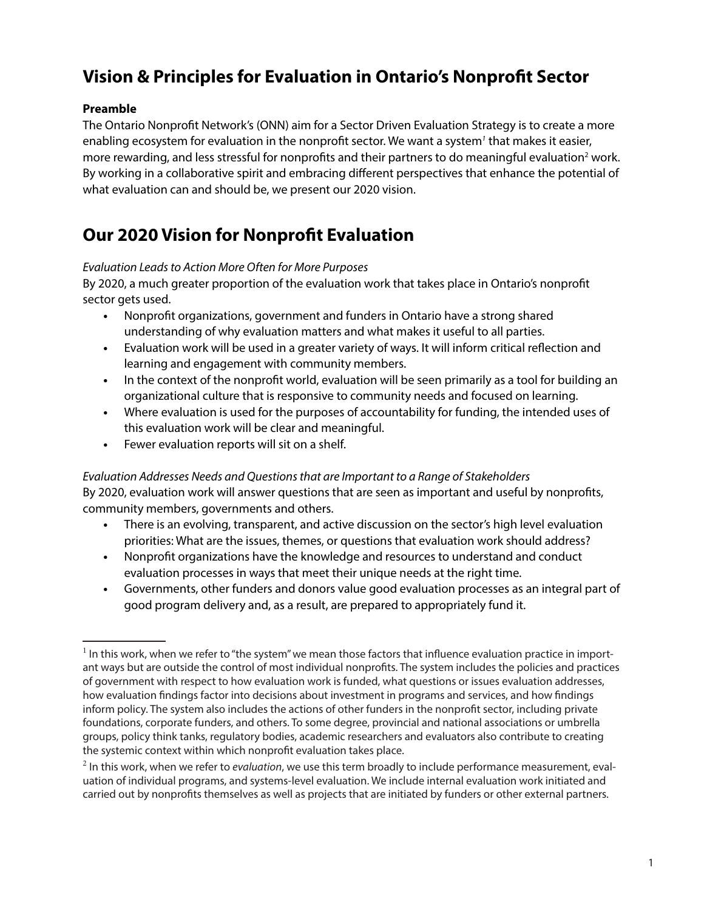# Vision & Principles for Evaluation in Ontario's Nonprofit Sector

**Preamble**

The Ontario Nonprofit Network's (ONN) aim for a Sector Driven Evaluation Strategy is to create a more enabling ecosystem for evaluation in the nonprofit sector. We want a system[1] that makes it easier, more rewarding, and less stressful for nonprofits and their partners to do meaningful evaluation[2] work. By working in a collaborative spirit and embracing different perspectives that enhance the potential of what evaluation can and should be, we present our 2020 vision.

# Our 2020 Vision for Nonprofit Evaluation

*Evaluation Leads to Action More Often for More Purposes*

By 2020, a much greater proportion of the evaluation work that takes place in Ontario's nonprofit sector gets used.

- Nonprofit organizations, government and funders in Ontario have a strong shared understanding of why evaluation matters and what makes it useful to all parties.
- Evaluation work will be used in a greater variety of ways. It will inform critical reflection and learning and engagement with community members.
- In the context of the nonprofit world, evaluation will be seen primarily as a tool for building an organizational culture that is responsive to community needs and focused on learning.
- Where evaluation is used for the purposes of accountability for funding, the intended uses of this evaluation work will be clear and meaningful.
- Fewer evaluation reports will sit on a shelf.

*Evaluation Addresses Needs and Questions that are Important to a Range of Stakeholders*

By 2020, evaluation work will answer questions that are seen as important and useful by nonprofits, community members, governments and others.

- There is an evolving, transparent, and active discussion on the sector's high level evaluation priorities: What are the issues, themes, or questions that evaluation work should address?
- Nonprofit organizations have the knowledge and resources to understand and conduct evaluation processes in ways that meet their unique needs at the right time.
- Governments, other funders and donors value good evaluation processes as an integral part of good program delivery and, as a result, are prepared to appropriately fund it.

---

[1] In this work, when we refer to "the system" we mean those factors that influence evaluation practice in important ways but are outside the control of most individual nonprofits. The system includes the policies and practices of government with respect to how evaluation work is funded, what questions or issues evaluation addresses, how evaluation findings factor into decisions about investment in programs and services, and how findings inform policy. The system also includes the actions of other funders in the nonprofit sector, including private foundations, corporate funders, and others. To some degree, provincial and national associations or umbrella groups, policy think tanks, regulatory bodies, academic researchers and evaluators also contribute to creating the systemic context within which nonprofit evaluation takes place.

[2] In this work, when we refer to *evaluation*, we use this term broadly to include performance measurement, evaluation of individual programs, and systems-level evaluation. We include internal evaluation work initiated and carried out by nonprofits themselves as well as projects that are initiated by funders or other external partners.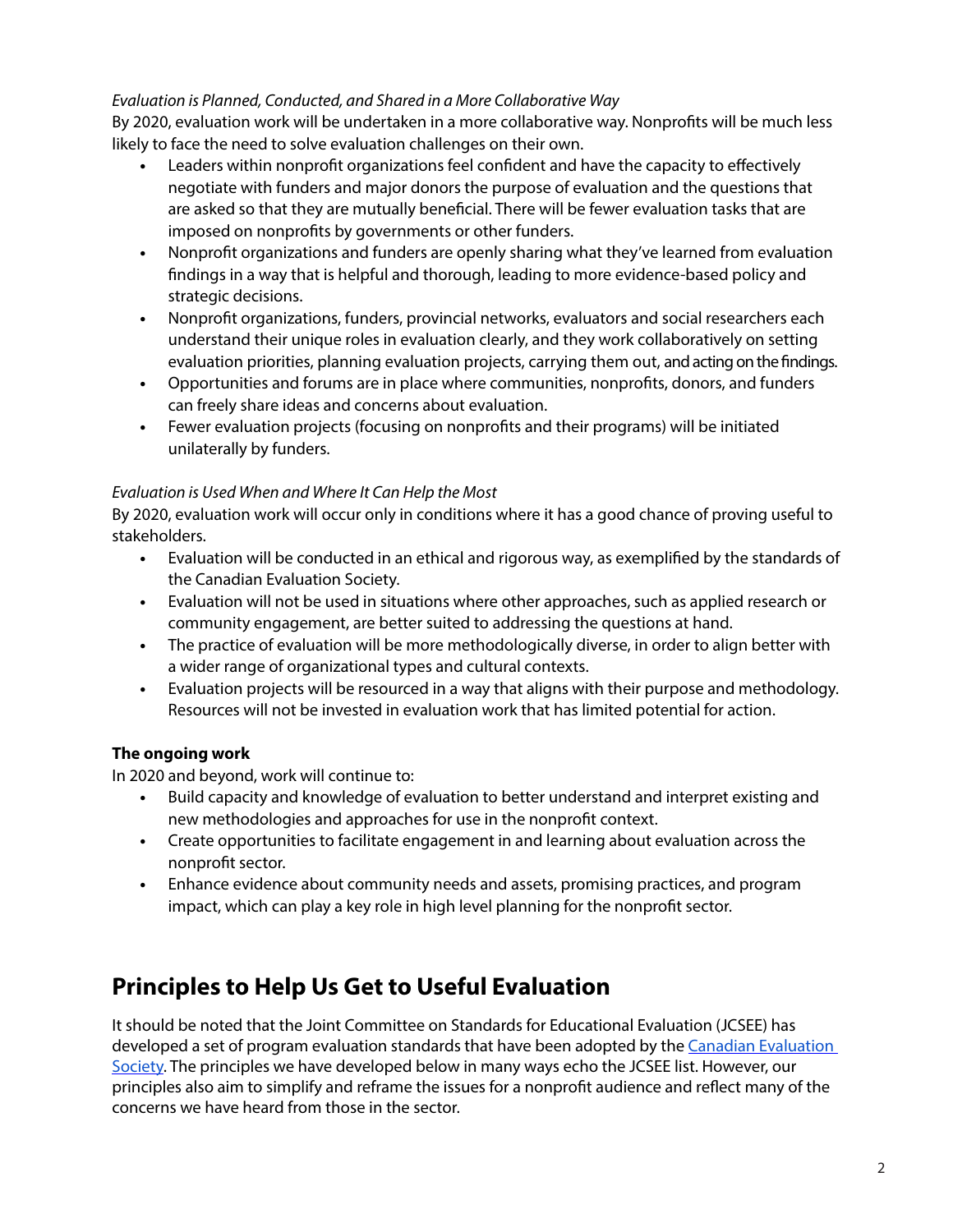*Evaluation is Planned, Conducted, and Shared in a More Collaborative Way*

By 2020, evaluation work will be undertaken in a more collaborative way. Nonprofits will be much less likely to face the need to solve evaluation challenges on their own.

- Leaders within nonprofit organizations feel confident and have the capacity to effectively negotiate with funders and major donors the purpose of evaluation and the questions that are asked so that they are mutually beneficial. There will be fewer evaluation tasks that are imposed on nonprofits by governments or other funders.
- Nonprofit organizations and funders are openly sharing what they've learned from evaluation findings in a way that is helpful and thorough, leading to more evidence-based policy and strategic decisions.
- Nonprofit organizations, funders, provincial networks, evaluators and social researchers each understand their unique roles in evaluation clearly, and they work collaboratively on setting evaluation priorities, planning evaluation projects, carrying them out, and acting on the findings.
- Opportunities and forums are in place where communities, nonprofits, donors, and funders can freely share ideas and concerns about evaluation.
- Fewer evaluation projects (focusing on nonprofits and their programs) will be initiated unilaterally by funders.

*Evaluation is Used When and Where It Can Help the Most*

By 2020, evaluation work will occur only in conditions where it has a good chance of proving useful to stakeholders.

- Evaluation will be conducted in an ethical and rigorous way, as exemplified by the standards of the Canadian Evaluation Society.
- Evaluation will not be used in situations where other approaches, such as applied research or community engagement, are better suited to addressing the questions at hand.
- The practice of evaluation will be more methodologically diverse, in order to align better with a wider range of organizational types and cultural contexts.
- Evaluation projects will be resourced in a way that aligns with their purpose and methodology. Resources will not be invested in evaluation work that has limited potential for action.

**The ongoing work**

In 2020 and beyond, work will continue to:

- Build capacity and knowledge of evaluation to better understand and interpret existing and new methodologies and approaches for use in the nonprofit context.
- Create opportunities to facilitate engagement in and learning about evaluation across the nonprofit sector.
- Enhance evidence about community needs and assets, promising practices, and program impact, which can play a key role in high level planning for the nonprofit sector.

## Principles to Help Us Get to Useful Evaluation

It should be noted that the Joint Committee on Standards for Educational Evaluation (JCSEE) has developed a set of program evaluation standards that have been adopted by the Canadian Evaluation Society. The principles we have developed below in many ways echo the JCSEE list. However, our principles also aim to simplify and reframe the issues for a nonprofit audience and reflect many of the concerns we have heard from those in the sector.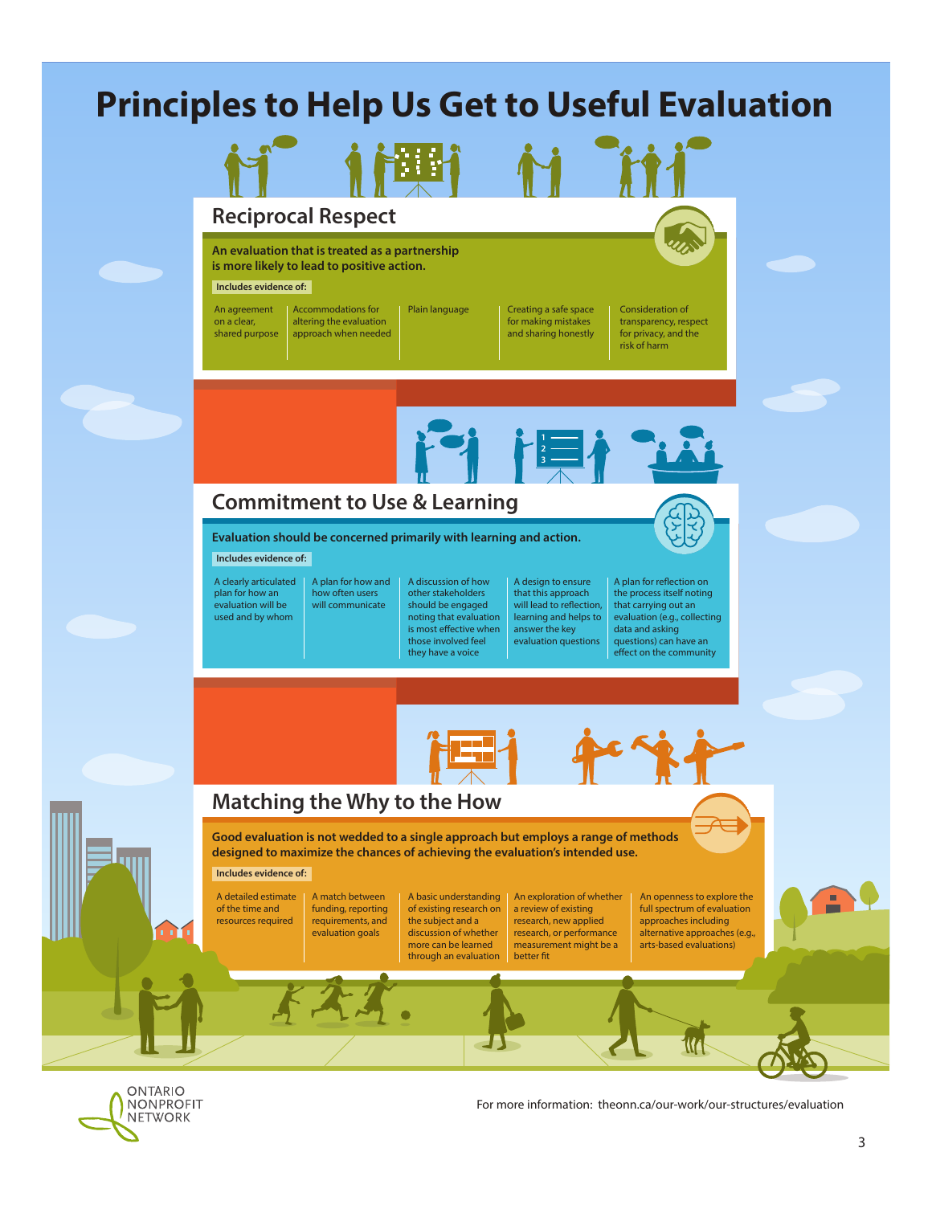# Principles to Help Us Get to Useful Evaluation

## Reciprocal Respect

**An evaluation that is treated as a partnership is more likely to lead to positive action.**

**Includes evidence of:**

- An agreement on a clear, shared purpose
- Accommodations for altering the evaluation approach when needed
- Plain language
- Creating a safe space for making mistakes and sharing honestly
- Consideration of transparency, respect for privacy, and the risk of harm

## Commitment to Use & Learning

**Evaluation should be concerned primarily with learning and action.**

**Includes evidence of:**

- A clearly articulated plan for how an evaluation will be used and by whom
- A plan for how and how often users will communicate
- A discussion of how other stakeholders should be engaged noting that evaluation is most effective when those involved feel they have a voice
- A design to ensure that this approach will lead to reflection, learning and helps to answer the key evaluation questions
- A plan for reflection on the process itself noting that carrying out an evaluation (e.g., collecting data and asking questions) can have an effect on the community

## Matching the Why to the How

**Good evaluation is not wedded to a single approach but employs a range of methods designed to maximize the chances of achieving the evaluation's intended use.**

**Includes evidence of:**

- A detailed estimate of the time and resources required
- A match between funding, reporting requirements, and evaluation goals
- A basic understanding of existing research on the subject and a discussion of whether more can be learned through an evaluation
- An exploration of whether a review of existing research, new applied research, or performance measurement might be a better fit
- An openness to explore the full spectrum of evaluation approaches including alternative approaches (e.g., arts-based evaluations)

ONTARIO NONPROFIT NETWORK

For more information: theonn.ca/our-work/our-structures/evaluation